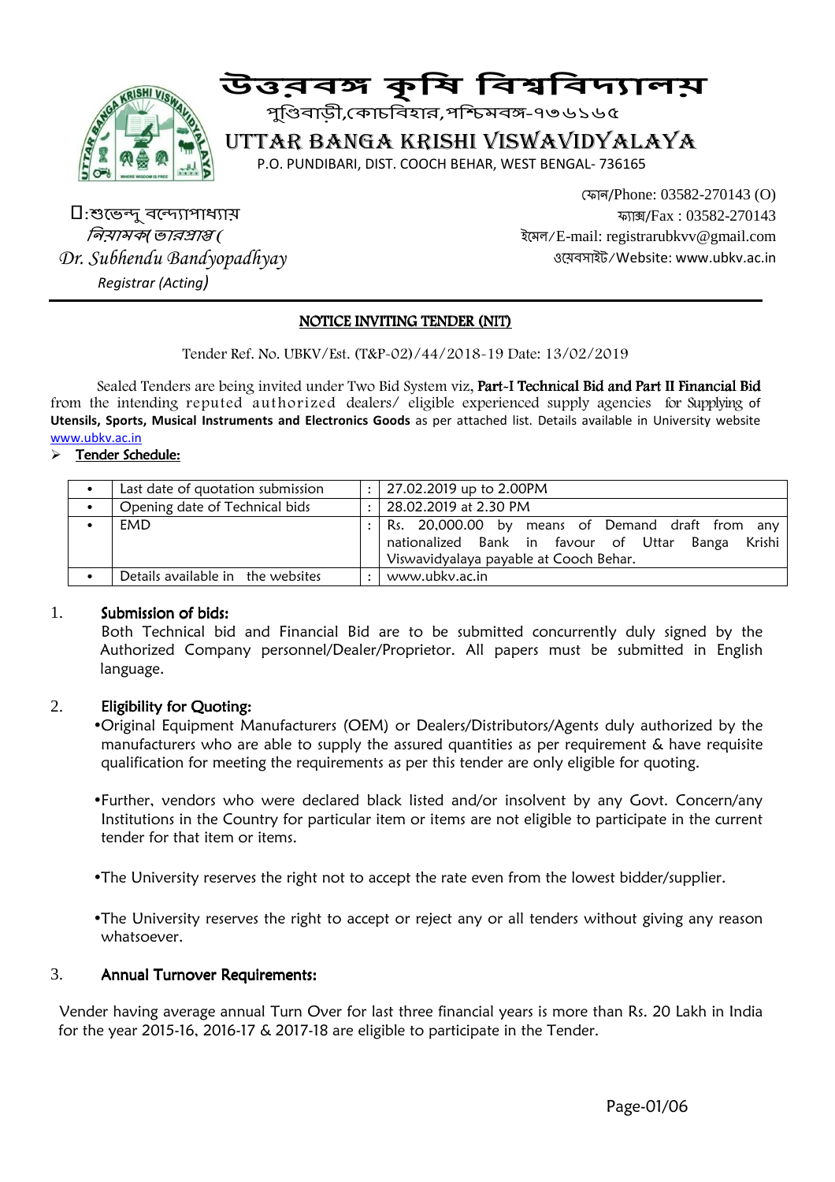# উত্তরবঙ্গ কৃষি বিশ্ববিদ্যালয়

পুণ্ডিবাড়ী,কোচবিহার,পশ্চিমবঙ্গ-৭৩৬১৬৫

## UTTAR BANGA KRISHI VISWAVIDYALAYA

P.O. PUNDIBARI, DIST. COOCH BEHAR, WEST BENGAL- 736165

ড:শুভেন্দু বন্দ্যোপাধ্যায়
*নিয়ামক( ভারপ্রাপ্ত (*
*Dr. Subhendu Bandyopadhyay*
*Registrar (Acting)*

ফোন/Phone: 03582-270143 (O)
ফ্যাক্স/Fax : 03582-270143
ইমেল/E-mail: registrarubkvv@gmail.com
ওয়েবসাইট/Website: www.ubkv.ac.in

---

### NOTICE INVITING TENDER (NIT)

Tender Ref. No. UBKV/Est. (T&P-02)/44/2018-19 Date: 13/02/2019

Sealed Tenders are being invited under Two Bid System viz, **Part-I Technical Bid and Part II Financial Bid** from the intending reputed authorized dealers/ eligible experienced supply agencies for Supplying of **Utensils, Sports, Musical Instruments and Electronics Goods** as per attached list. Details available in University website www.ubkv.ac.in

- **Tender Schedule:**

| | | | |
|---|---|---|---|
| • | Last date of quotation submission | : | 27.02.2019 up to 2.00PM |
| • | Opening date of Technical bids | : | 28.02.2019 at 2.30 PM |
| • | EMD | : | Rs. 20,000.00 by means of Demand draft from any nationalized Bank in favour of Uttar Banga Krishi Viswavidyalaya payable at Cooch Behar. |
| • | Details available in the websites | : | www.ubkv.ac.in |

1. **Submission of bids:**
   Both Technical bid and Financial Bid are to be submitted concurrently duly signed by the Authorized Company personnel/Dealer/Proprietor. All papers must be submitted in English language.

2. **Eligibility for Quoting:**
   - Original Equipment Manufacturers (OEM) or Dealers/Distributors/Agents duly authorized by the manufacturers who are able to supply the assured quantities as per requirement & have requisite qualification for meeting the requirements as per this tender are only eligible for quoting.
   - Further, vendors who were declared black listed and/or insolvent by any Govt. Concern/any Institutions in the Country for particular item or items are not eligible to participate in the current tender for that item or items.
   - The University reserves the right not to accept the rate even from the lowest bidder/supplier.
   - The University reserves the right to accept or reject any or all tenders without giving any reason whatsoever.

3. **Annual Turnover Requirements:**

Vender having average annual Turn Over for last three financial years is more than Rs. 20 Lakh in India for the year 2015-16, 2016-17 & 2017-18 are eligible to participate in the Tender.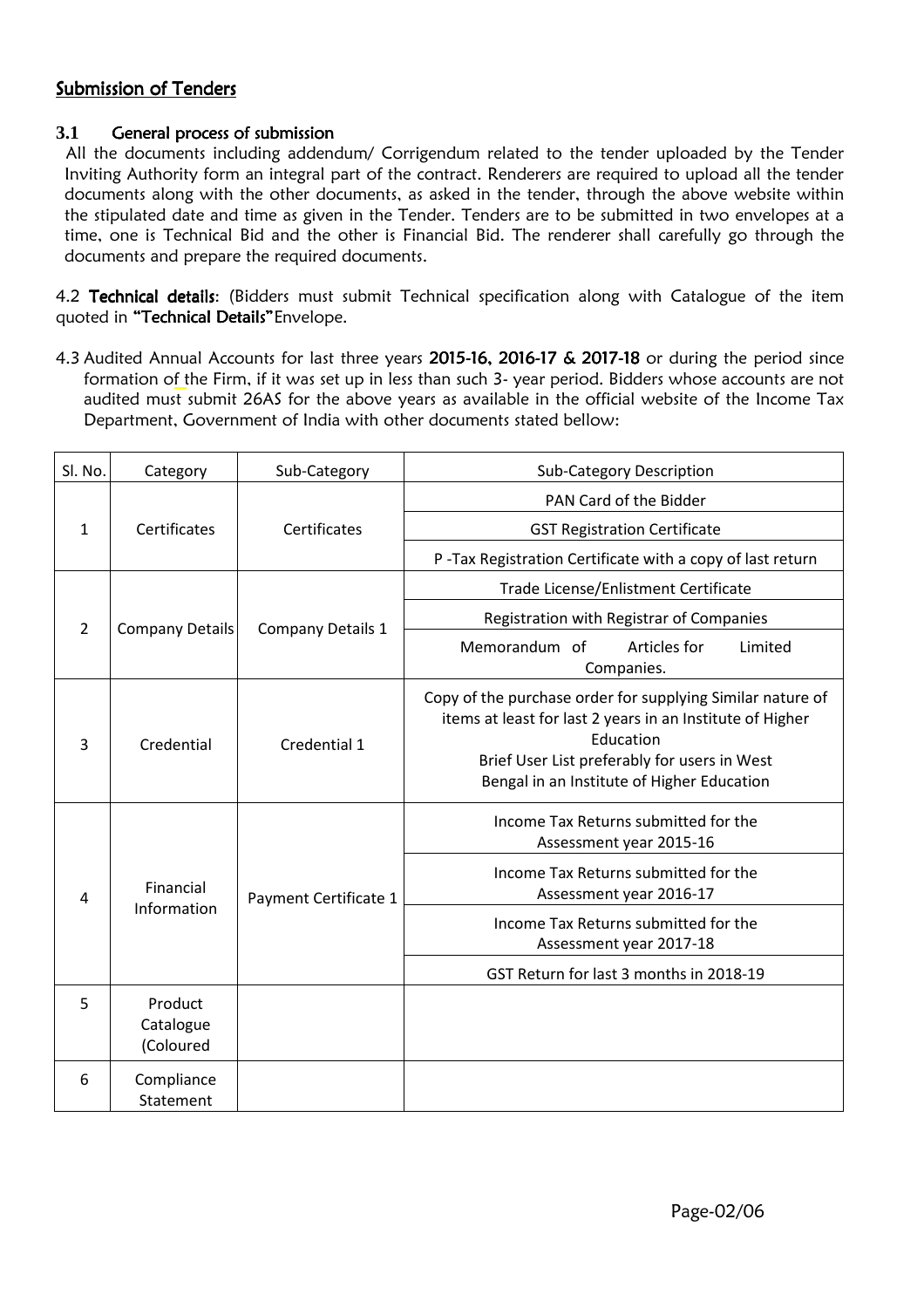## Submission of Tenders

### 3.1 General process of submission

All the documents including addendum/ Corrigendum related to the tender uploaded by the Tender Inviting Authority form an integral part of the contract. Renderers are required to upload all the tender documents along with the other documents, as asked in the tender, through the above website within the stipulated date and time as given in the Tender. Tenders are to be submitted in two envelopes at a time, one is Technical Bid and the other is Financial Bid. The renderer shall carefully go through the documents and prepare the required documents.

4.2 **Technical details**: (Bidders must submit Technical specification along with Catalogue of the item quoted in **"Technical Details"** Envelope.

4.3 Audited Annual Accounts for last three years **2015-16, 2016-17 & 2017-18** or during the period since formation of the Firm, if it was set up in less than such 3- year period. Bidders whose accounts are not audited must submit 26AS for the above years as available in the official website of the Income Tax Department, Government of India with other documents stated bellow:

| Sl. No. | Category | Sub-Category | Sub-Category Description |
|---|---|---|---|
| 1 | Certificates | Certificates | PAN Card of the Bidder |
| | | | GST Registration Certificate |
| | | | P -Tax Registration Certificate with a copy of last return |
| 2 | Company Details | Company Details 1 | Trade License/Enlistment Certificate |
| | | | Registration with Registrar of Companies |
| | | | Memorandum of Articles for Limited Companies. |
| 3 | Credential | Credential 1 | Copy of the purchase order for supplying Similar nature of items at least for last 2 years in an Institute of Higher Education<br>Brief User List preferably for users in West Bengal in an Institute of Higher Education |
| 4 | Financial Information | Payment Certificate 1 | Income Tax Returns submitted for the Assessment year 2015-16 |
| | | | Income Tax Returns submitted for the Assessment year 2016-17 |
| | | | Income Tax Returns submitted for the Assessment year 2017-18 |
| | | | GST Return for last 3 months in 2018-19 |
| 5 | Product Catalogue (Coloured | | |
| 6 | Compliance Statement | | |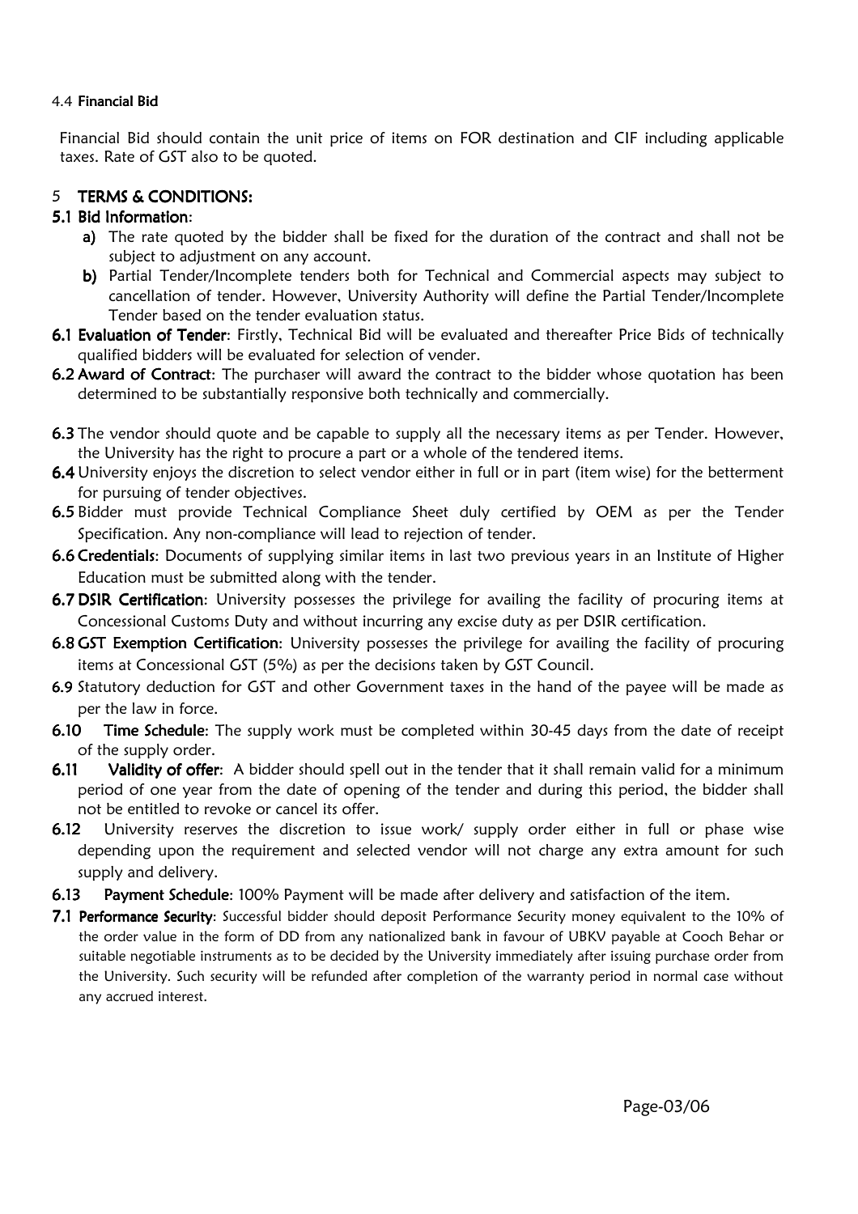4.4 **Financial Bid**

Financial Bid should contain the unit price of items on FOR destination and CIF including applicable taxes. Rate of GST also to be quoted.

## 5 TERMS & CONDITIONS:

### 5.1 Bid Information:

- **a)** The rate quoted by the bidder shall be fixed for the duration of the contract and shall not be subject to adjustment on any account.
- **b)** Partial Tender/Incomplete tenders both for Technical and Commercial aspects may subject to cancellation of tender. However, University Authority will define the Partial Tender/Incomplete Tender based on the tender evaluation status.

**6.1 Evaluation of Tender**: Firstly, Technical Bid will be evaluated and thereafter Price Bids of technically qualified bidders will be evaluated for selection of vender.

**6.2 Award of Contract**: The purchaser will award the contract to the bidder whose quotation has been determined to be substantially responsive both technically and commercially.

**6.3** The vendor should quote and be capable to supply all the necessary items as per Tender. However, the University has the right to procure a part or a whole of the tendered items.

**6.4** University enjoys the discretion to select vendor either in full or in part (item wise) for the betterment for pursuing of tender objectives.

**6.5** Bidder must provide Technical Compliance Sheet duly certified by OEM as per the Tender Specification. Any non-compliance will lead to rejection of tender.

**6.6 Credentials**: Documents of supplying similar items in last two previous years in an Institute of Higher Education must be submitted along with the tender.

**6.7 DSIR Certification**: University possesses the privilege for availing the facility of procuring items at Concessional Customs Duty and without incurring any excise duty as per DSIR certification.

**6.8 GST Exemption Certification**: University possesses the privilege for availing the facility of procuring items at Concessional GST (5%) as per the decisions taken by GST Council.

**6.9** Statutory deduction for GST and other Government taxes in the hand of the payee will be made as per the law in force.

**6.10 Time Schedule**: The supply work must be completed within 30-45 days from the date of receipt of the supply order.

**6.11 Validity of offer**: A bidder should spell out in the tender that it shall remain valid for a minimum period of one year from the date of opening of the tender and during this period, the bidder shall not be entitled to revoke or cancel its offer.

**6.12** University reserves the discretion to issue work/ supply order either in full or phase wise depending upon the requirement and selected vendor will not charge any extra amount for such supply and delivery.

**6.13 Payment Schedule**: 100% Payment will be made after delivery and satisfaction of the item.

**7.1 Performance Security**: Successful bidder should deposit Performance Security money equivalent to the 10% of the order value in the form of DD from any nationalized bank in favour of UBKV payable at Cooch Behar or suitable negotiable instruments as to be decided by the University immediately after issuing purchase order from the University. Such security will be refunded after completion of the warranty period in normal case without any accrued interest.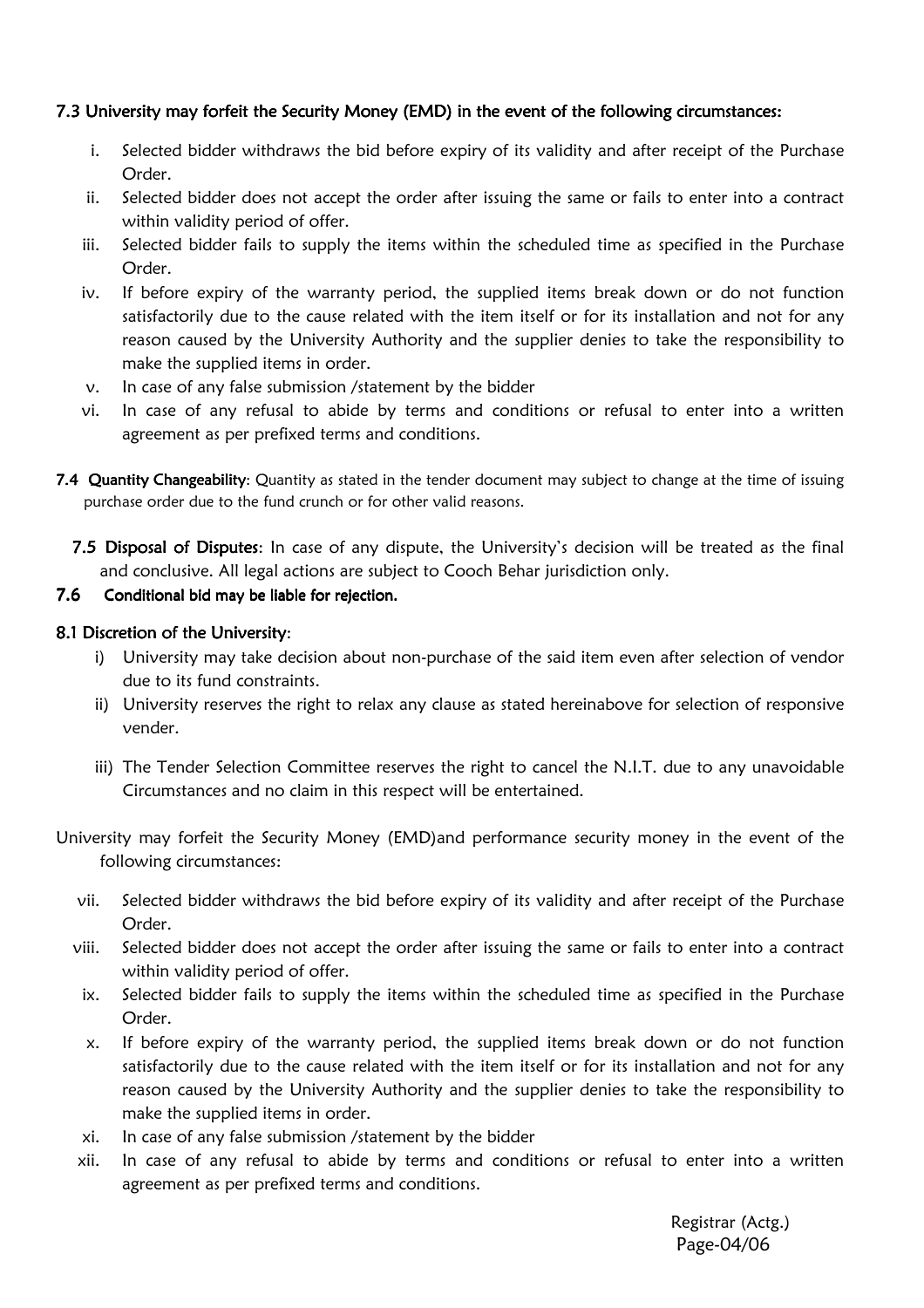**7.3 University may forfeit the Security Money (EMD) in the event of the following circumstances:**

i. Selected bidder withdraws the bid before expiry of its validity and after receipt of the Purchase Order.
ii. Selected bidder does not accept the order after issuing the same or fails to enter into a contract within validity period of offer.
iii. Selected bidder fails to supply the items within the scheduled time as specified in the Purchase Order.
iv. If before expiry of the warranty period, the supplied items break down or do not function satisfactorily due to the cause related with the item itself or for its installation and not for any reason caused by the University Authority and the supplier denies to take the responsibility to make the supplied items in order.
v. In case of any false submission /statement by the bidder
vi. In case of any refusal to abide by terms and conditions or refusal to enter into a written agreement as per prefixed terms and conditions.

**7.4 Quantity Changeability**: Quantity as stated in the tender document may subject to change at the time of issuing purchase order due to the fund crunch or for other valid reasons.

**7.5 Disposal of Disputes**: In case of any dispute, the University's decision will be treated as the final and conclusive. All legal actions are subject to Cooch Behar jurisdiction only.

**7.6 Conditional bid may be liable for rejection.**

**8.1 Discretion of the University**:

i) University may take decision about non-purchase of the said item even after selection of vendor due to its fund constraints.
ii) University reserves the right to relax any clause as stated hereinabove for selection of responsive vender.
iii) The Tender Selection Committee reserves the right to cancel the N.I.T. due to any unavoidable Circumstances and no claim in this respect will be entertained.

University may forfeit the Security Money (EMD)and performance security money in the event of the following circumstances:

vii. Selected bidder withdraws the bid before expiry of its validity and after receipt of the Purchase Order.
viii. Selected bidder does not accept the order after issuing the same or fails to enter into a contract within validity period of offer.
ix. Selected bidder fails to supply the items within the scheduled time as specified in the Purchase Order.
x. If before expiry of the warranty period, the supplied items break down or do not function satisfactorily due to the cause related with the item itself or for its installation and not for any reason caused by the University Authority and the supplier denies to take the responsibility to make the supplied items in order.
xi. In case of any false submission /statement by the bidder
xii. In case of any refusal to abide by terms and conditions or refusal to enter into a written agreement as per prefixed terms and conditions.

Registrar (Actg.)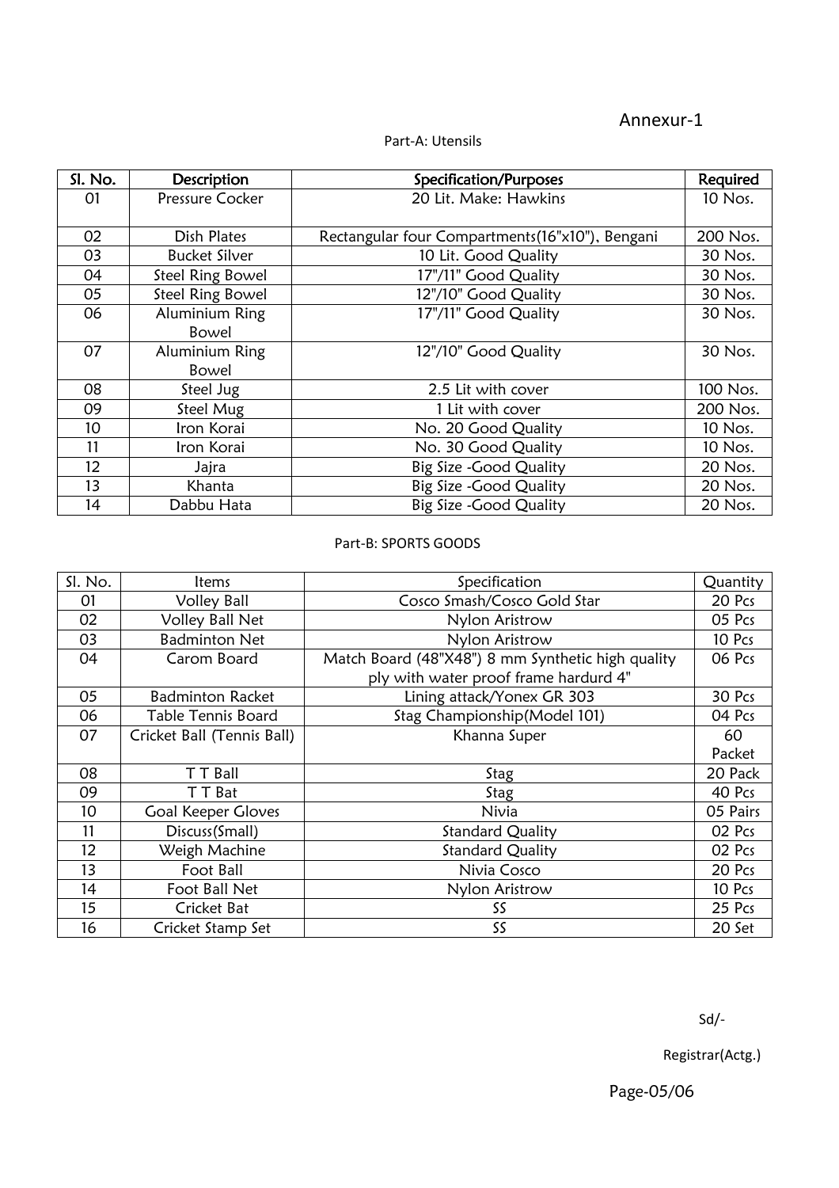Annexur-1

## Part-A: Utensils

| Sl. No. | Description | Specification/Purposes | Required |
|---|---|---|---|
| 01 | Pressure Cocker | 20 Lit. Make: Hawkins | 10 Nos. |
| 02 | Dish Plates | Rectangular four Compartments(16"x10"), Bengani | 200 Nos. |
| 03 | Bucket Silver | 10 Lit. Good Quality | 30 Nos. |
| 04 | Steel Ring Bowel | 17"/11" Good Quality | 30 Nos. |
| 05 | Steel Ring Bowel | 12"/10" Good Quality | 30 Nos. |
| 06 | Aluminium Ring Bowel | 17"/11" Good Quality | 30 Nos. |
| 07 | Aluminium Ring Bowel | 12"/10" Good Quality | 30 Nos. |
| 08 | Steel Jug | 2.5 Lit with cover | 100 Nos. |
| 09 | Steel Mug | 1 Lit with cover | 200 Nos. |
| 10 | Iron Korai | No. 20 Good Quality | 10 Nos. |
| 11 | Iron Korai | No. 30 Good Quality | 10 Nos. |
| 12 | Jajra | Big Size -Good Quality | 20 Nos. |
| 13 | Khanta | Big Size -Good Quality | 20 Nos. |
| 14 | Dabbu Hata | Big Size -Good Quality | 20 Nos. |

## Part-B: SPORTS GOODS

| Sl. No. | Items | Specification | Quantity |
|---|---|---|---|
| 01 | Volley Ball | Cosco Smash/Cosco Gold Star | 20 Pcs |
| 02 | Volley Ball Net | Nylon Aristrow | 05 Pcs |
| 03 | Badminton Net | Nylon Aristrow | 10 Pcs |
| 04 | Carom Board | Match Board (48"X48") 8 mm Synthetic high quality ply with water proof frame hardurd 4" | 06 Pcs |
| 05 | Badminton Racket | Lining attack/Yonex GR 303 | 30 Pcs |
| 06 | Table Tennis Board | Stag Championship(Model 101) | 04 Pcs |
| 07 | Cricket Ball (Tennis Ball) | Khanna Super | 60 Packet |
| 08 | T T Ball | Stag | 20 Pack |
| 09 | T T Bat | Stag | 40 Pcs |
| 10 | Goal Keeper Gloves | Nivia | 05 Pairs |
| 11 | Discuss(Small) | Standard Quality | 02 Pcs |
| 12 | Weigh Machine | Standard Quality | 02 Pcs |
| 13 | Foot Ball | Nivia Cosco | 20 Pcs |
| 14 | Foot Ball Net | Nylon Aristrow | 10 Pcs |
| 15 | Cricket Bat | SS | 25 Pcs |
| 16 | Cricket Stamp Set | SS | 20 Set |

Sd/-

Registrar(Actg.)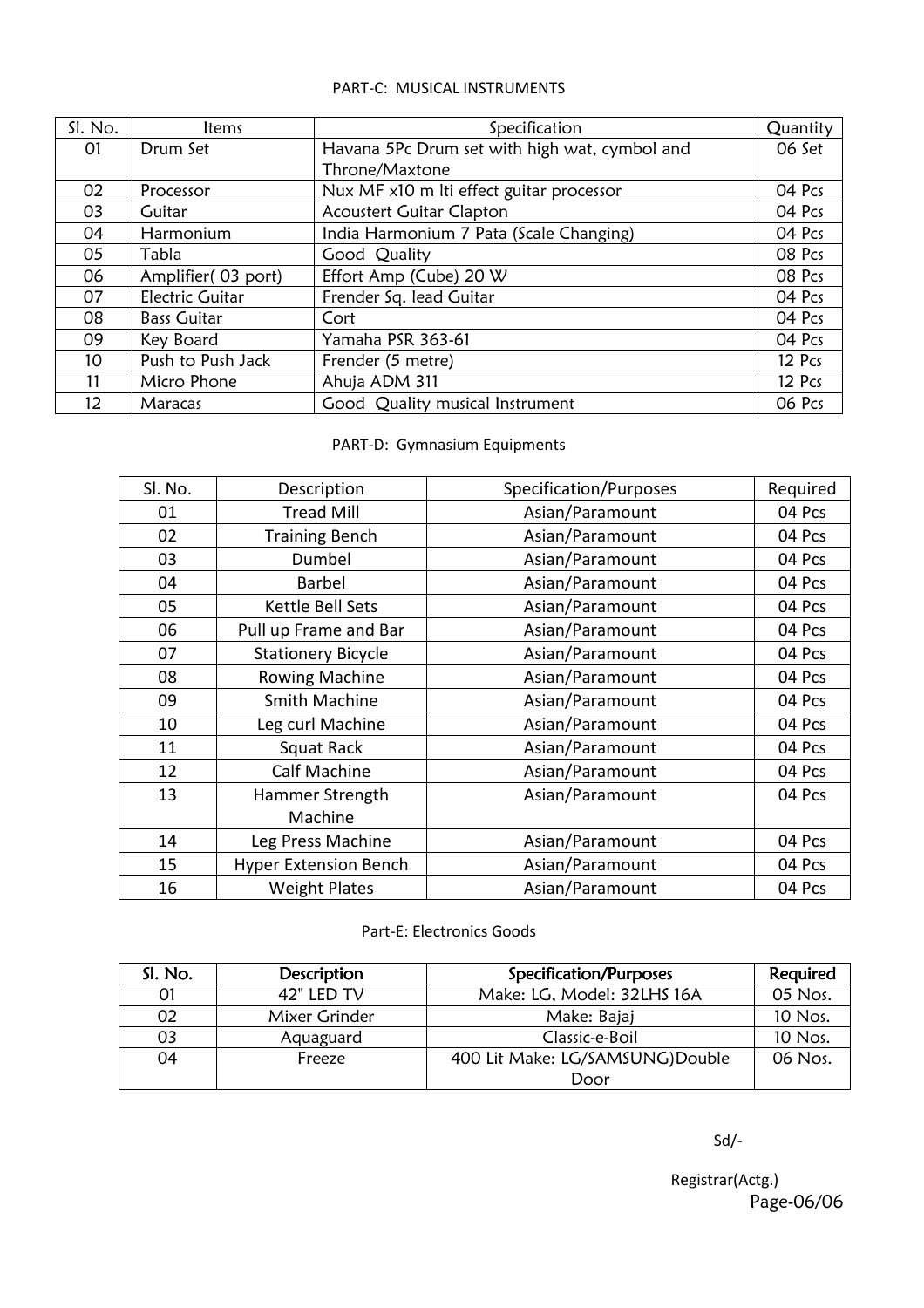PART-C: MUSICAL INSTRUMENTS

| Sl. No. | Items | Specification | Quantity |
|---|---|---|---|
| 01 | Drum Set | Havana 5Pc Drum set with high wat, cymbol and Throne/Maxtone | 06 Set |
| 02 | Processor | Nux MF x10 m lti effect guitar processor | 04 Pcs |
| 03 | Guitar | Acoustert Guitar Clapton | 04 Pcs |
| 04 | Harmonium | India Harmonium 7 Pata (Scale Changing) | 04 Pcs |
| 05 | Tabla | Good Quality | 08 Pcs |
| 06 | Amplifier( 03 port) | Effort Amp (Cube) 20 W | 08 Pcs |
| 07 | Electric Guitar | Frender Sq. lead Guitar | 04 Pcs |
| 08 | Bass Guitar | Cort | 04 Pcs |
| 09 | Key Board | Yamaha PSR 363-61 | 04 Pcs |
| 10 | Push to Push Jack | Frender (5 metre) | 12 Pcs |
| 11 | Micro Phone | Ahuja ADM 311 | 12 Pcs |
| 12 | Maracas | Good Quality musical Instrument | 06 Pcs |

PART-D: Gymnasium Equipments

| Sl. No. | Description | Specification/Purposes | Required |
|---|---|---|---|
| 01 | Tread Mill | Asian/Paramount | 04 Pcs |
| 02 | Training Bench | Asian/Paramount | 04 Pcs |
| 03 | Dumbel | Asian/Paramount | 04 Pcs |
| 04 | Barbel | Asian/Paramount | 04 Pcs |
| 05 | Kettle Bell Sets | Asian/Paramount | 04 Pcs |
| 06 | Pull up Frame and Bar | Asian/Paramount | 04 Pcs |
| 07 | Stationery Bicycle | Asian/Paramount | 04 Pcs |
| 08 | Rowing Machine | Asian/Paramount | 04 Pcs |
| 09 | Smith Machine | Asian/Paramount | 04 Pcs |
| 10 | Leg curl Machine | Asian/Paramount | 04 Pcs |
| 11 | Squat Rack | Asian/Paramount | 04 Pcs |
| 12 | Calf Machine | Asian/Paramount | 04 Pcs |
| 13 | Hammer Strength Machine | Asian/Paramount | 04 Pcs |
| 14 | Leg Press Machine | Asian/Paramount | 04 Pcs |
| 15 | Hyper Extension Bench | Asian/Paramount | 04 Pcs |
| 16 | Weight Plates | Asian/Paramount | 04 Pcs |

Part-E: Electronics Goods

| Sl. No. | Description | Specification/Purposes | Required |
|---|---|---|---|
| 01 | 42" LED TV | Make: LG, Model: 32LHS 16A | 05 Nos. |
| 02 | Mixer Grinder | Make: Bajaj | 10 Nos. |
| 03 | Aquaguard | Classic-e-Boil | 10 Nos. |
| 04 | Freeze | 400 Lit Make: LG/SAMSUNG)Double Door | 06 Nos. |

Sd/-

Registrar(Actg.)